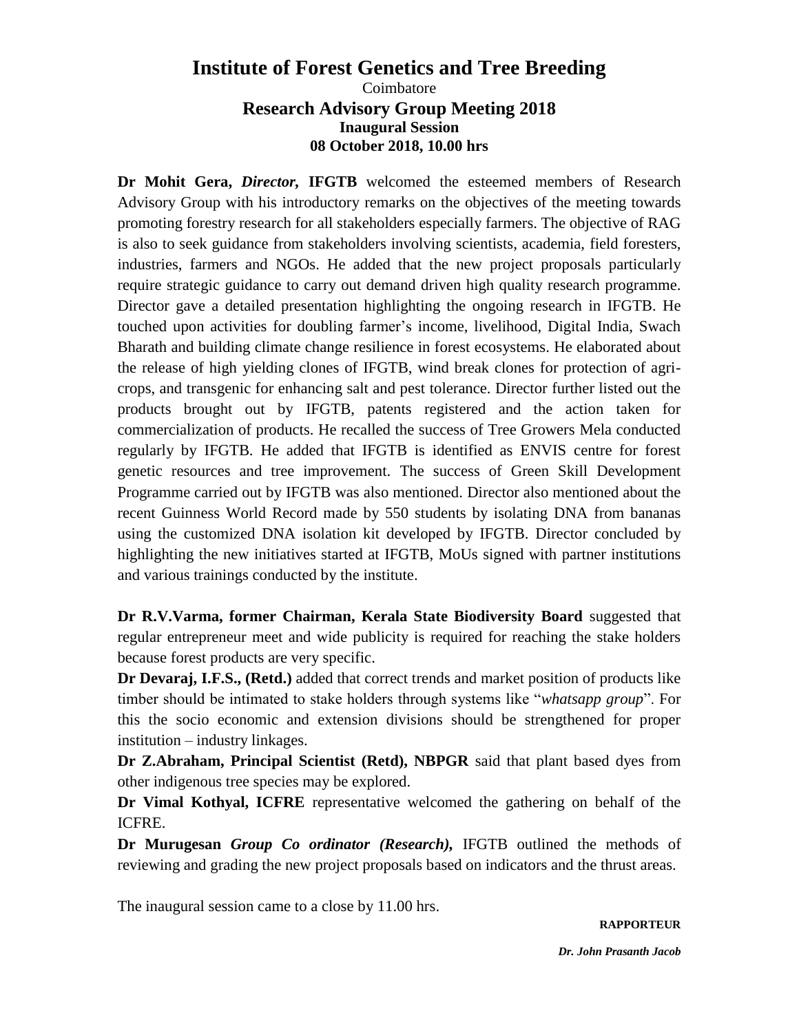# Institute of Forest Genetics and Tree Breeding

Coimbatore

## Research Advisory Group Meeting 2018

### Inaugural Session

### 08 October 2018, 10.00 hrs

**Dr Mohit Gera, *Director*, IFGTB** welcomed the esteemed members of Research Advisory Group with his introductory remarks on the objectives of the meeting towards promoting forestry research for all stakeholders especially farmers. The objective of RAG is also to seek guidance from stakeholders involving scientists, academia, field foresters, industries, farmers and NGOs. He added that the new project proposals particularly require strategic guidance to carry out demand driven high quality research programme. Director gave a detailed presentation highlighting the ongoing research in IFGTB. He touched upon activities for doubling farmer's income, livelihood, Digital India, Swach Bharath and building climate change resilience in forest ecosystems. He elaborated about the release of high yielding clones of IFGTB, wind break clones for protection of agri-crops, and transgenic for enhancing salt and pest tolerance. Director further listed out the products brought out by IFGTB, patents registered and the action taken for commercialization of products. He recalled the success of Tree Growers Mela conducted regularly by IFGTB. He added that IFGTB is identified as ENVIS centre for forest genetic resources and tree improvement. The success of Green Skill Development Programme carried out by IFGTB was also mentioned. Director also mentioned about the recent Guinness World Record made by 550 students by isolating DNA from bananas using the customized DNA isolation kit developed by IFGTB. Director concluded by highlighting the new initiatives started at IFGTB, MoUs signed with partner institutions and various trainings conducted by the institute.

**Dr R.V.Varma, former Chairman, Kerala State Biodiversity Board** suggested that regular entrepreneur meet and wide publicity is required for reaching the stake holders because forest products are very specific.

**Dr Devaraj, I.F.S., (Retd.)** added that correct trends and market position of products like timber should be intimated to stake holders through systems like "*whatsapp group*". For this the socio economic and extension divisions should be strengthened for proper institution – industry linkages.

**Dr Z.Abraham, Principal Scientist (Retd), NBPGR** said that plant based dyes from other indigenous tree species may be explored.

**Dr Vimal Kothyal, ICFRE** representative welcomed the gathering on behalf of the ICFRE.

**Dr Murugesan *Group Co ordinator (Research)*,** IFGTB outlined the methods of reviewing and grading the new project proposals based on indicators and the thrust areas.

The inaugural session came to a close by 11.00 hrs.

**RAPPORTEUR**

***Dr. John Prasanth Jacob***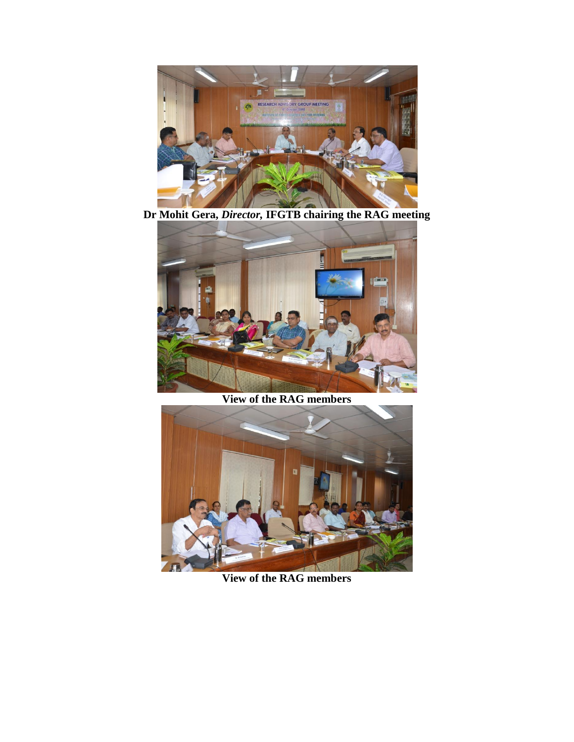**Dr Mohit Gera, *Director*, IFGTB chairing the RAG meeting**

**View of the RAG members**

**View of the RAG members**